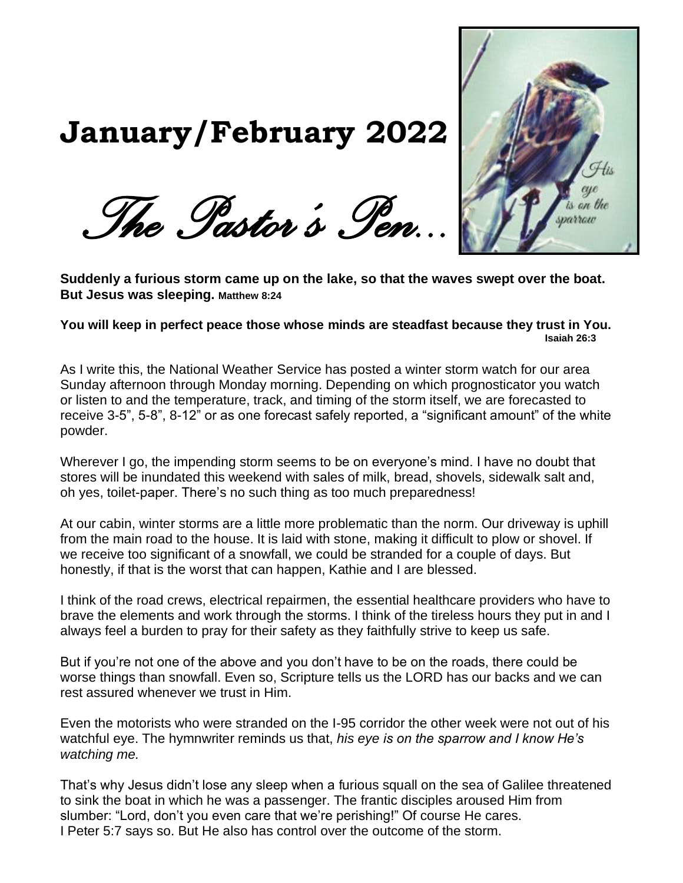# January/February 2022

## *The Pastor's Pen…*

**Suddenly a furious storm came up on the lake, so that the waves swept over the boat. But Jesus was sleeping.** **Matthew 8:24**

**You will keep in perfect peace those whose minds are steadfast because they trust in You.** **Isaiah 26:3**

As I write this, the National Weather Service has posted a winter storm watch for our area Sunday afternoon through Monday morning. Depending on which prognosticator you watch or listen to and the temperature, track, and timing of the storm itself, we are forecasted to receive 3-5", 5-8", 8-12" or as one forecast safely reported, a "significant amount" of the white powder.

Wherever I go, the impending storm seems to be on everyone's mind. I have no doubt that stores will be inundated this weekend with sales of milk, bread, shovels, sidewalk salt and, oh yes, toilet-paper. There's no such thing as too much preparedness!

At our cabin, winter storms are a little more problematic than the norm. Our driveway is uphill from the main road to the house. It is laid with stone, making it difficult to plow or shovel. If we receive too significant of a snowfall, we could be stranded for a couple of days. But honestly, if that is the worst that can happen, Kathie and I are blessed.

I think of the road crews, electrical repairmen, the essential healthcare providers who have to brave the elements and work through the storms. I think of the tireless hours they put in and I always feel a burden to pray for their safety as they faithfully strive to keep us safe.

But if you're not one of the above and you don't have to be on the roads, there could be worse things than snowfall. Even so, Scripture tells us the LORD has our backs and we can rest assured whenever we trust in Him.

Even the motorists who were stranded on the I-95 corridor the other week were not out of his watchful eye. The hymnwriter reminds us that, *his eye is on the sparrow and I know He's watching me.*

That's why Jesus didn't lose any sleep when a furious squall on the sea of Galilee threatened to sink the boat in which he was a passenger. The frantic disciples aroused Him from slumber: "Lord, don't you even care that we're perishing!" Of course He cares. I Peter 5:7 says so. But He also has control over the outcome of the storm.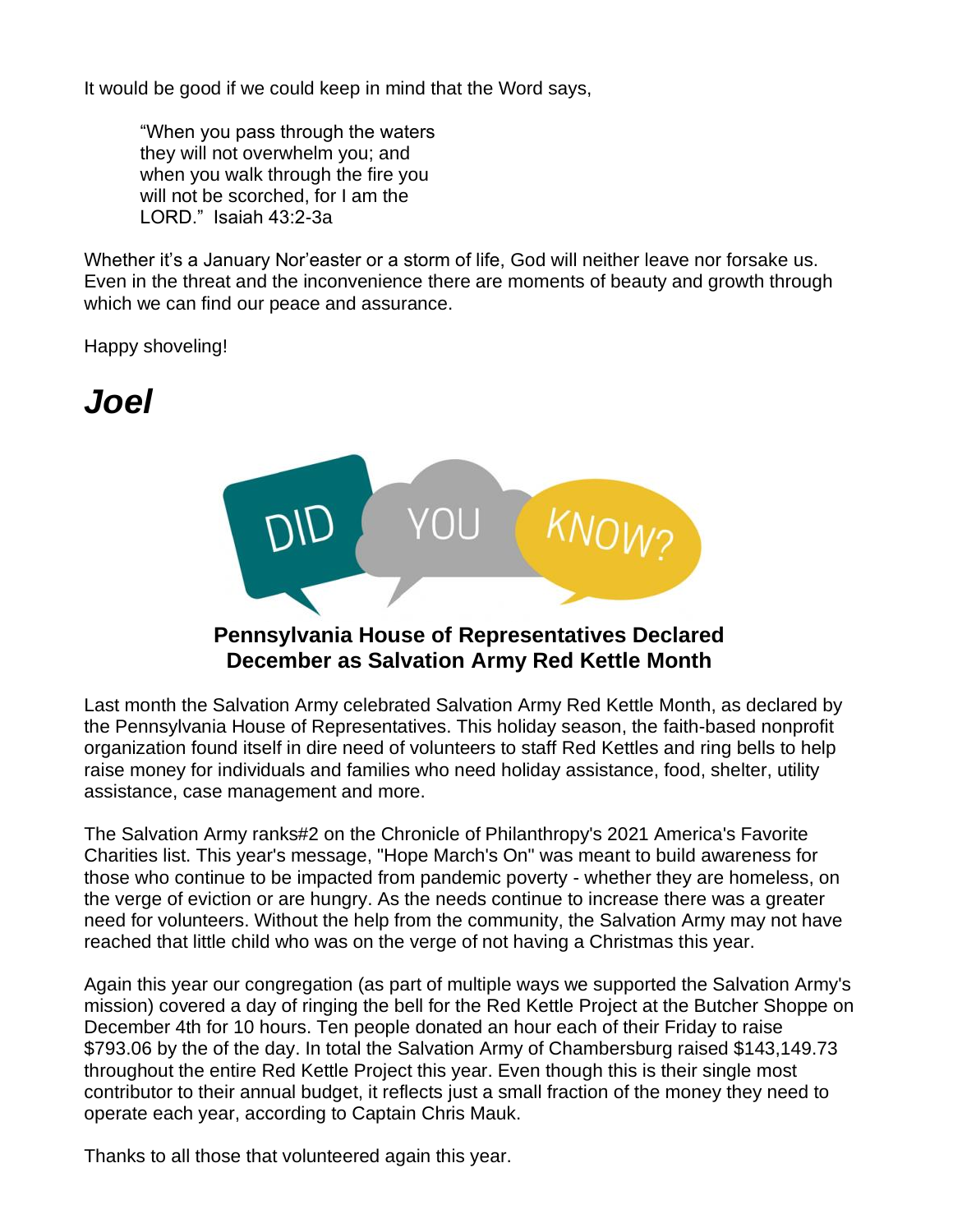It would be good if we could keep in mind that the Word says,

> "When you pass through the waters they will not overwhelm you; and when you walk through the fire you will not be scorched, for I am the LORD." Isaiah 43:2-3a

Whether it's a January Nor'easter or a storm of life, God will neither leave nor forsake us. Even in the threat and the inconvenience there are moments of beauty and growth through which we can find our peace and assurance.

Happy shoveling!

***Joel***

DID YOU KNOW?

**Pennsylvania House of Representatives Declared December as Salvation Army Red Kettle Month**

Last month the Salvation Army celebrated Salvation Army Red Kettle Month, as declared by the Pennsylvania House of Representatives. This holiday season, the faith-based nonprofit organization found itself in dire need of volunteers to staff Red Kettles and ring bells to help raise money for individuals and families who need holiday assistance, food, shelter, utility assistance, case management and more.

The Salvation Army ranks#2 on the Chronicle of Philanthropy's 2021 America's Favorite Charities list. This year's message, "Hope March's On" was meant to build awareness for those who continue to be impacted from pandemic poverty - whether they are homeless, on the verge of eviction or are hungry. As the needs continue to increase there was a greater need for volunteers. Without the help from the community, the Salvation Army may not have reached that little child who was on the verge of not having a Christmas this year.

Again this year our congregation (as part of multiple ways we supported the Salvation Army's mission) covered a day of ringing the bell for the Red Kettle Project at the Butcher Shoppe on December 4th for 10 hours. Ten people donated an hour each of their Friday to raise $793.06 by the of the day. In total the Salvation Army of Chambersburg raised $143,149.73 throughout the entire Red Kettle Project this year. Even though this is their single most contributor to their annual budget, it reflects just a small fraction of the money they need to operate each year, according to Captain Chris Mauk.

Thanks to all those that volunteered again this year.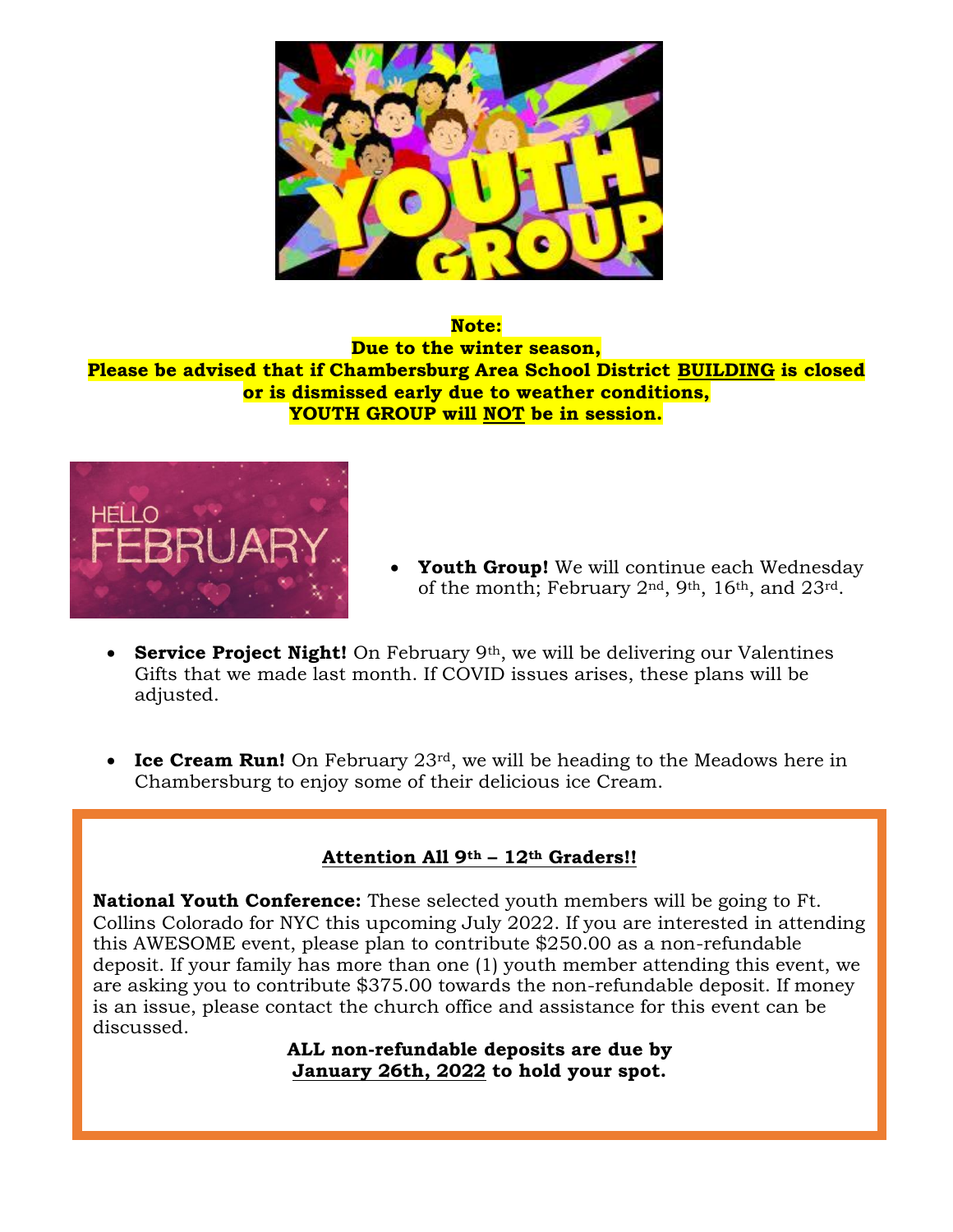**Note:**
**Due to the winter season,**
**Please be advised that if Chambersburg Area School District BUILDING is closed or is dismissed early due to weather conditions,**
**YOUTH GROUP will NOT be in session.**

- **Youth Group!** We will continue each Wednesday of the month; February 2nd, 9th, 16th, and 23rd.

- **Service Project Night!** On February 9th, we will be delivering our Valentines Gifts that we made last month. If COVID issues arises, these plans will be adjusted.

- **Ice Cream Run!** On February 23rd, we will be heading to the Meadows here in Chambersburg to enjoy some of their delicious ice Cream.

**Attention All 9th – 12th Graders!!**

**National Youth Conference:** These selected youth members will be going to Ft. Collins Colorado for NYC this upcoming July 2022. If you are interested in attending this AWESOME event, please plan to contribute $250.00 as a non-refundable deposit. If your family has more than one (1) youth member attending this event, we are asking you to contribute $375.00 towards the non-refundable deposit. If money is an issue, please contact the church office and assistance for this event can be discussed.

**ALL non-refundable deposits are due by January 26th, 2022 to hold your spot.**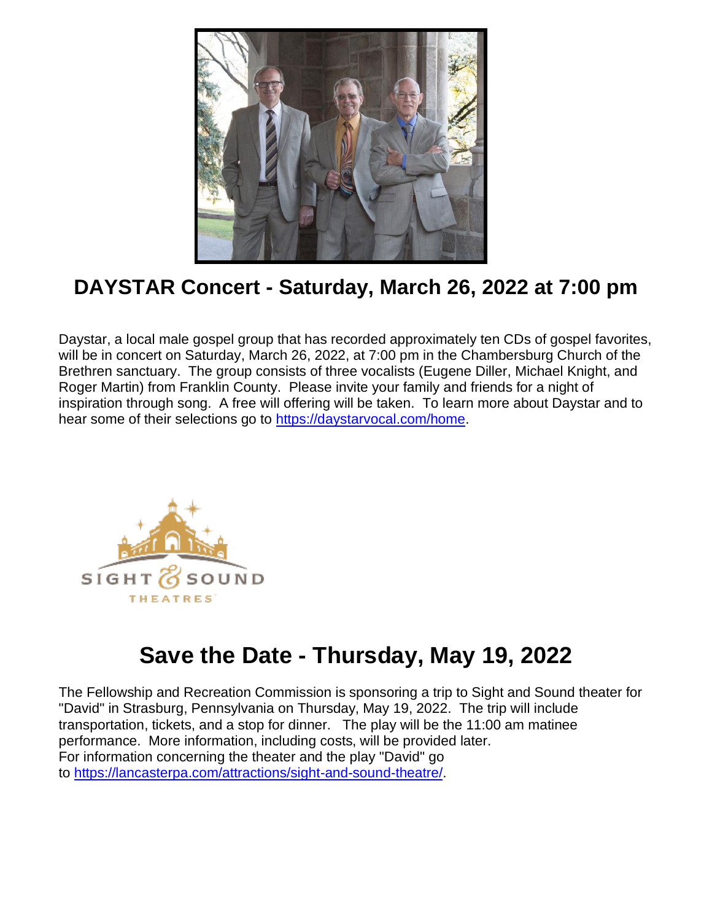## DAYSTAR Concert - Saturday, March 26, 2022 at 7:00 pm

Daystar, a local male gospel group that has recorded approximately ten CDs of gospel favorites, will be in concert on Saturday, March 26, 2022, at 7:00 pm in the Chambersburg Church of the Brethren sanctuary. The group consists of three vocalists (Eugene Diller, Michael Knight, and Roger Martin) from Franklin County. Please invite your family and friends for a night of inspiration through song. A free will offering will be taken. To learn more about Daystar and to hear some of their selections go to [https://daystarvocal.com/home](https://daystarvocal.com/home).

## Save the Date - Thursday, May 19, 2022

The Fellowship and Recreation Commission is sponsoring a trip to Sight and Sound theater for "David" in Strasburg, Pennsylvania on Thursday, May 19, 2022. The trip will include transportation, tickets, and a stop for dinner. The play will be the 11:00 am matinee performance. More information, including costs, will be provided later.
For information concerning the theater and the play "David" go to [https://lancasterpa.com/attractions/sight-and-sound-theatre/](https://lancasterpa.com/attractions/sight-and-sound-theatre/).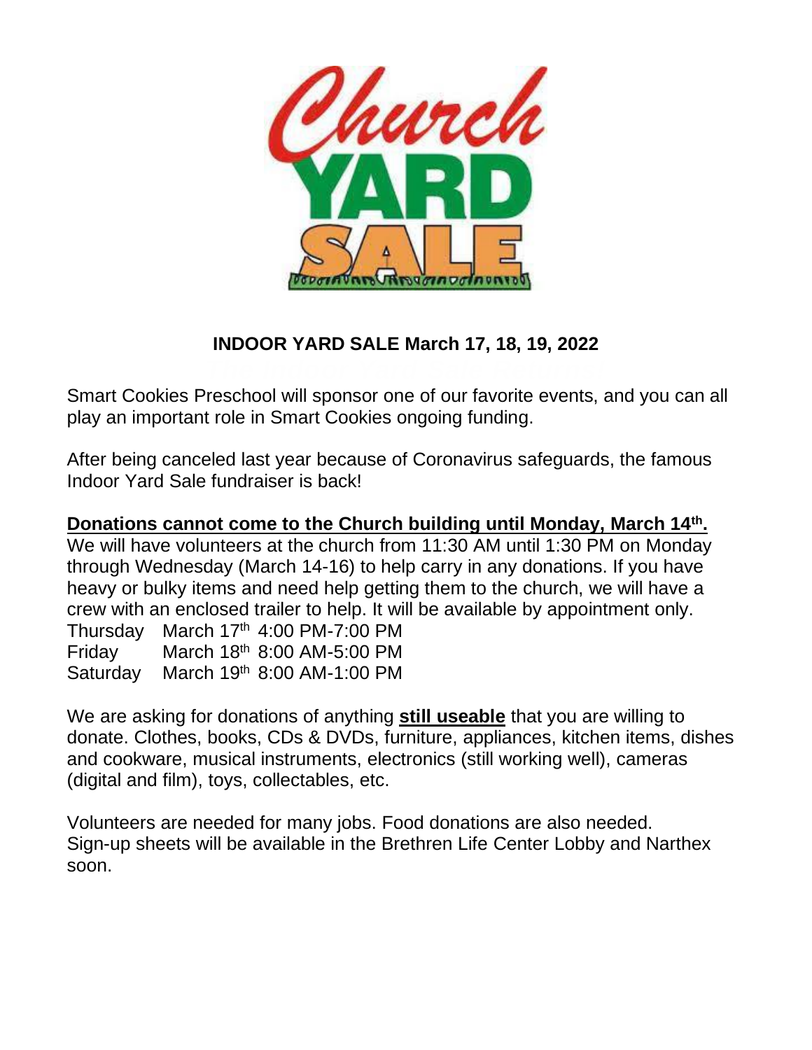## INDOOR YARD SALE March 17, 18, 19, 2022

Smart Cookies Preschool will sponsor one of our favorite events, and you can all play an important role in Smart Cookies ongoing funding.

After being canceled last year because of Coronavirus safeguards, the famous Indoor Yard Sale fundraiser is back!

**<u>Donations cannot come to the Church building until Monday, March 14th.</u>**
We will have volunteers at the church from 11:30 AM until 1:30 PM on Monday through Wednesday (March 14-16) to help carry in any donations. If you have heavy or bulky items and need help getting them to the church, we will have a crew with an enclosed trailer to help. It will be available by appointment only.

Thursday March 17th 4:00 PM-7:00 PM
Friday March 18th 8:00 AM-5:00 PM
Saturday March 19th 8:00 AM-1:00 PM

We are asking for donations of anything **<u>still useable</u>** that you are willing to donate. Clothes, books, CDs & DVDs, furniture, appliances, kitchen items, dishes and cookware, musical instruments, electronics (still working well), cameras (digital and film), toys, collectables, etc.

Volunteers are needed for many jobs. Food donations are also needed. Sign-up sheets will be available in the Brethren Life Center Lobby and Narthex soon.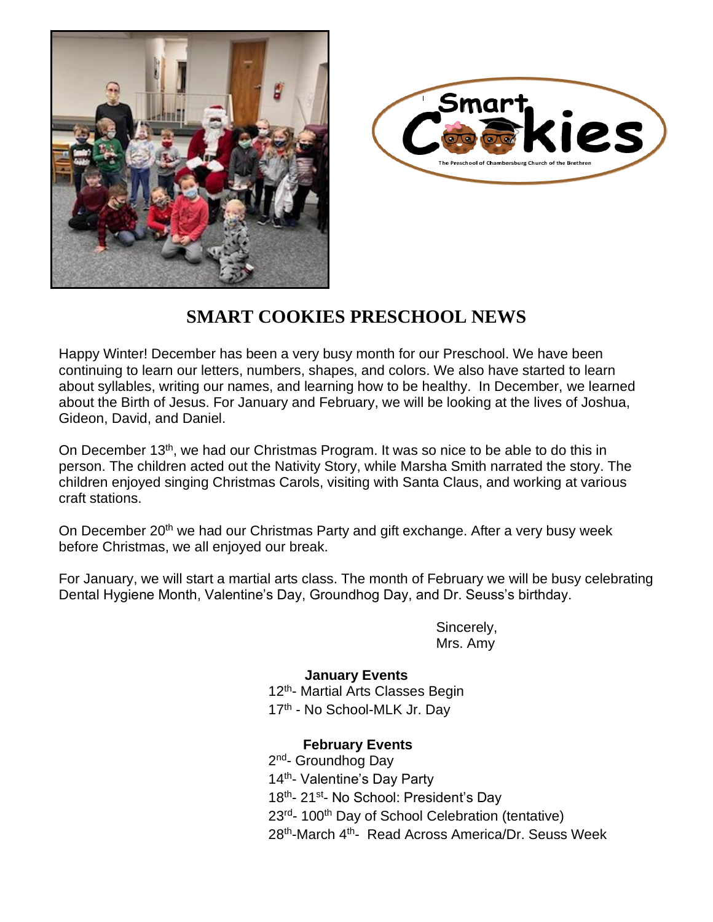# SMART COOKIES PRESCHOOL NEWS

Happy Winter! December has been a very busy month for our Preschool. We have been continuing to learn our letters, numbers, shapes, and colors. We also have started to learn about syllables, writing our names, and learning how to be healthy. In December, we learned about the Birth of Jesus. For January and February, we will be looking at the lives of Joshua, Gideon, David, and Daniel.

On December 13th, we had our Christmas Program. It was so nice to be able to do this in person. The children acted out the Nativity Story, while Marsha Smith narrated the story. The children enjoyed singing Christmas Carols, visiting with Santa Claus, and working at various craft stations.

On December 20th we had our Christmas Party and gift exchange. After a very busy week before Christmas, we all enjoyed our break.

For January, we will start a martial arts class. The month of February we will be busy celebrating Dental Hygiene Month, Valentine's Day, Groundhog Day, and Dr. Seuss's birthday.

Sincerely,
Mrs. Amy

**January Events**

12th- Martial Arts Classes Begin
17th - No School-MLK Jr. Day

**February Events**

2nd- Groundhog Day
14th- Valentine's Day Party
18th- 21st- No School: President's Day
23rd- 100th Day of School Celebration (tentative)
28th-March 4th- Read Across America/Dr. Seuss Week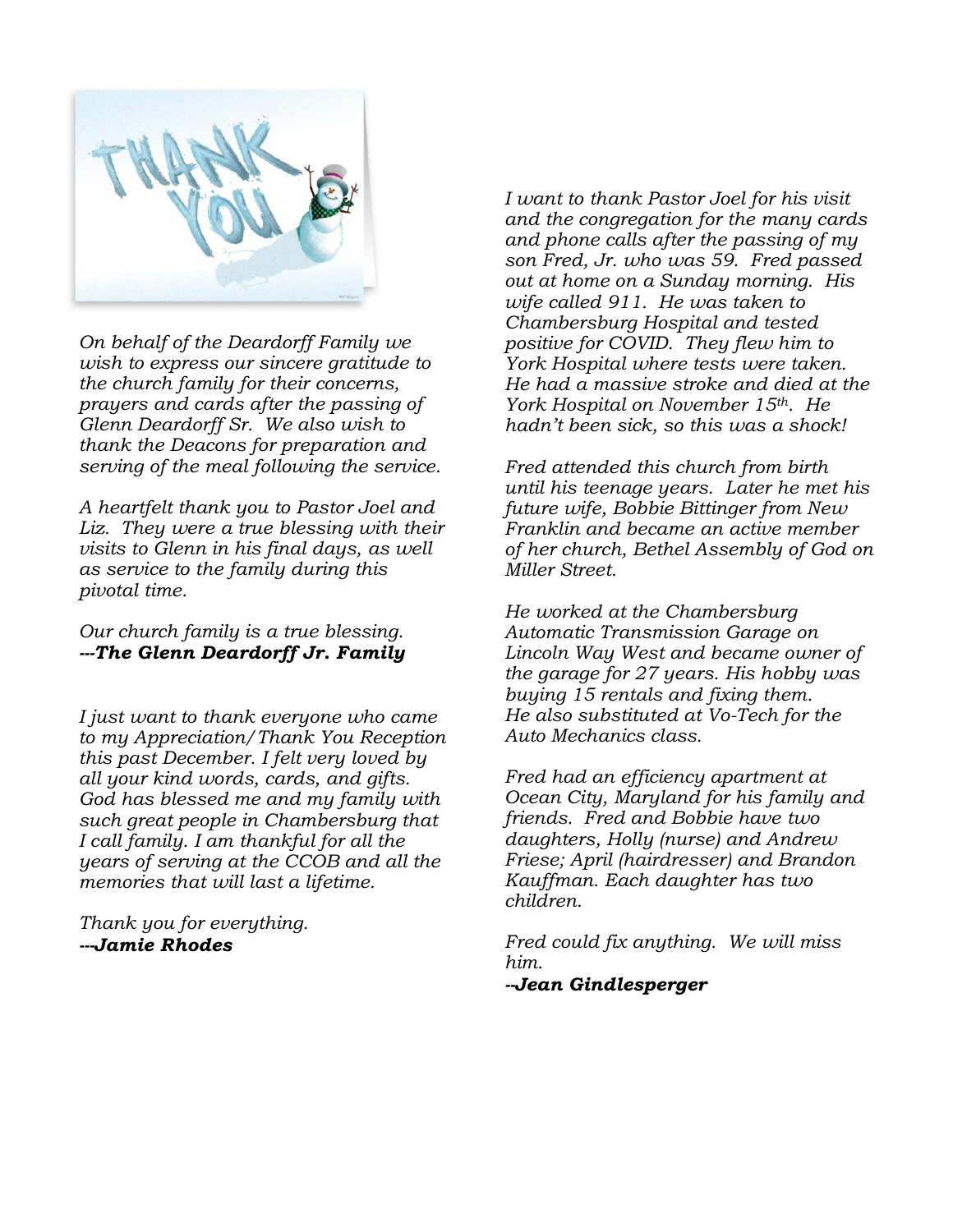*On behalf of the Deardorff Family we wish to express our sincere gratitude to the church family for their concerns, prayers and cards after the passing of Glenn Deardorff Sr. We also wish to thank the Deacons for preparation and serving of the meal following the service.*

*A heartfelt thank you to Pastor Joel and Liz. They were a true blessing with their visits to Glenn in his final days, as well as service to the family during this pivotal time.*

*Our church family is a true blessing.*
***---The Glenn Deardorff Jr. Family***

*I just want to thank everyone who came to my Appreciation/Thank You Reception this past December. I felt very loved by all your kind words, cards, and gifts. God has blessed me and my family with such great people in Chambersburg that I call family. I am thankful for all the years of serving at the CCOB and all the memories that will last a lifetime.*

*Thank you for everything.*
***---Jamie Rhodes***

*I want to thank Pastor Joel for his visit and the congregation for the many cards and phone calls after the passing of my son Fred, Jr. who was 59. Fred passed out at home on a Sunday morning. His wife called 911. He was taken to Chambersburg Hospital and tested positive for COVID. They flew him to York Hospital where tests were taken. He had a massive stroke and died at the York Hospital on November 15th. He hadn't been sick, so this was a shock!*

*Fred attended this church from birth until his teenage years. Later he met his future wife, Bobbie Bittinger from New Franklin and became an active member of her church, Bethel Assembly of God on Miller Street.*

*He worked at the Chambersburg Automatic Transmission Garage on Lincoln Way West and became owner of the garage for 27 years. His hobby was buying 15 rentals and fixing them. He also substituted at Vo-Tech for the Auto Mechanics class.*

*Fred had an efficiency apartment at Ocean City, Maryland for his family and friends. Fred and Bobbie have two daughters, Holly (nurse) and Andrew Friese; April (hairdresser) and Brandon Kauffman. Each daughter has two children.*

*Fred could fix anything. We will miss him.*
***--Jean Gindlesperger***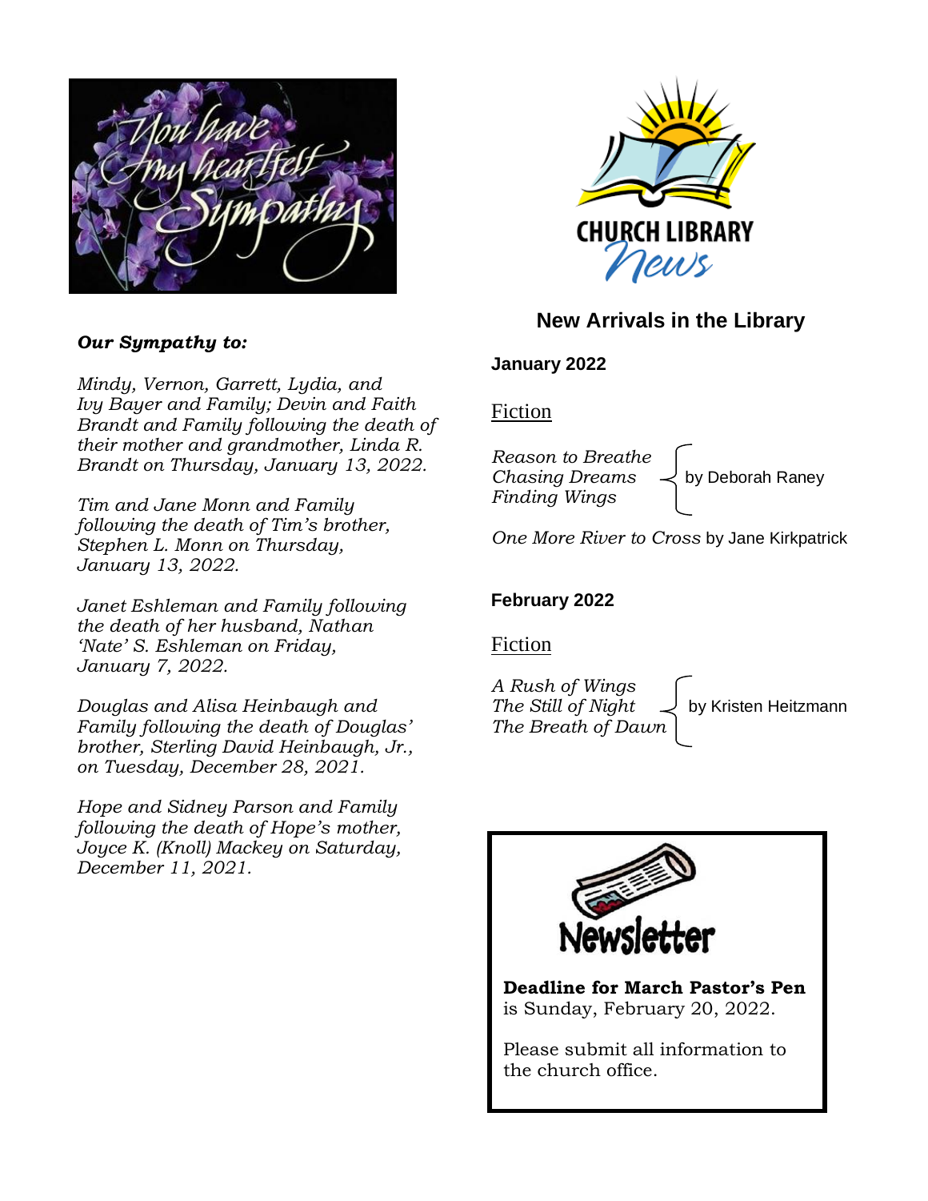*You have my heartfelt Sympathy*

***Our Sympathy to:***

*Mindy, Vernon, Garrett, Lydia, and Ivy Bayer and Family; Devin and Faith Brandt and Family following the death of their mother and grandmother, Linda R. Brandt on Thursday, January 13, 2022.*

*Tim and Jane Monn and Family following the death of Tim's brother, Stephen L. Monn on Thursday, January 13, 2022.*

*Janet Eshleman and Family following the death of her husband, Nathan 'Nate' S. Eshleman on Friday, January 7, 2022.*

*Douglas and Alisa Heinbaugh and Family following the death of Douglas' brother, Sterling David Heinbaugh, Jr., on Tuesday, December 28, 2021.*

*Hope and Sidney Parson and Family following the death of Hope's mother, Joyce K. (Knoll) Mackey on Saturday, December 11, 2021.*

CHURCH LIBRARY News

## New Arrivals in the Library

### January 2022

Fiction

*Reason to Breathe*
*Chasing Dreams*
*Finding Wings*
by Deborah Raney

*One More River to Cross* by Jane Kirkpatrick

### February 2022

Fiction

*A Rush of Wings*
*The Still of Night*
*The Breath of Dawn*
by Kristen Heitzmann

Newsletter

**Deadline for March Pastor's Pen** is Sunday, February 20, 2022.

Please submit all information to the church office.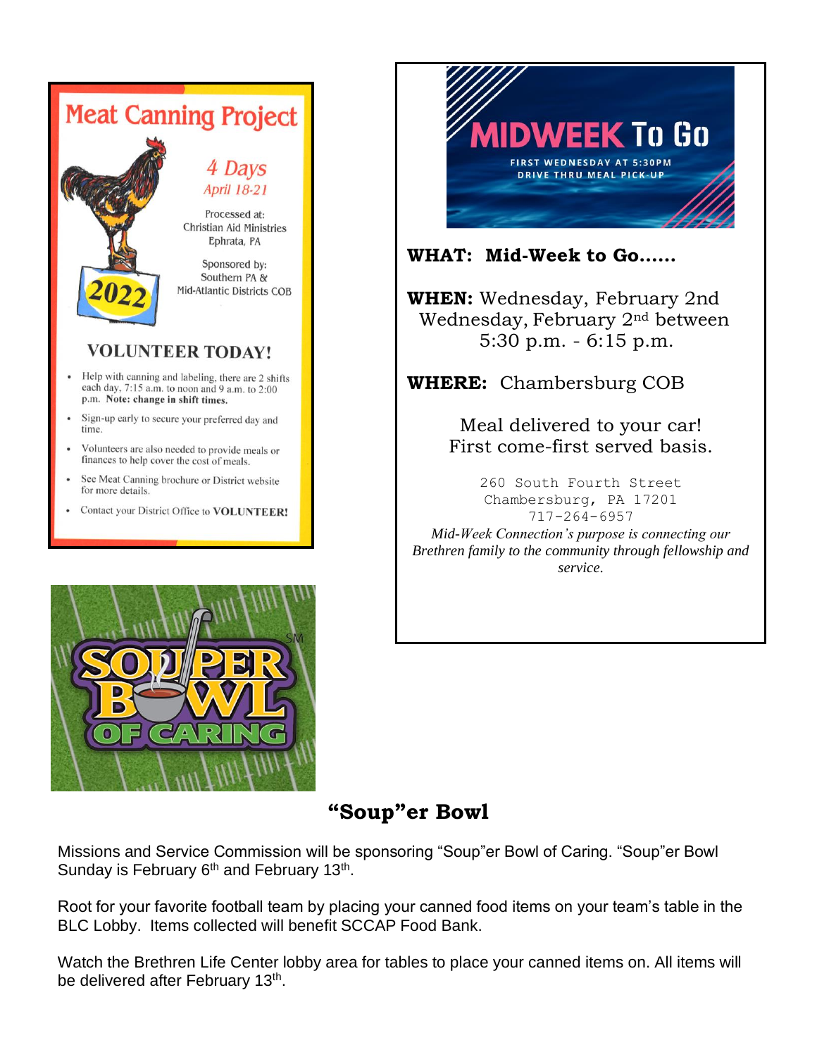## Meat Canning Project

*4 Days*
*April 18-21*

Processed at:
Christian Aid Ministries
Ephrata, PA

Sponsored by:
Southern PA &
Mid-Atlantic Districts COB

2022

### VOLUNTEER TODAY!

- Help with canning and labeling, there are 2 shifts each day, 7:15 a.m. to noon and 9 a.m. to 2:00 p.m. **Note: change in shift times.**
- Sign-up early to secure your preferred day and time.
- Volunteers are also needed to provide meals or finances to help cover the cost of meals.
- See Meat Canning brochure or District website for more details.
- Contact your District Office to **VOLUNTEER!**

## MIDWEEK To Go

FIRST WEDNESDAY AT 5:30PM
DRIVE THRU MEAL PICK-UP

**WHAT: Mid-Week to Go……**

**WHEN:** Wednesday, February 2nd
Wednesday, February 2nd between
5:30 p.m. - 6:15 p.m.

**WHERE:** Chambersburg COB

Meal delivered to your car!
First come-first served basis.

260 South Fourth Street
Chambersburg, PA 17201
717-264-6957

*Mid-Week Connection's purpose is connecting our Brethren family to the community through fellowship and service.*

SOUPER BOWL OF CARING

## "Soup"er Bowl

Missions and Service Commission will be sponsoring "Soup"er Bowl of Caring. "Soup"er Bowl Sunday is February 6th and February 13th.

Root for your favorite football team by placing your canned food items on your team's table in the BLC Lobby. Items collected will benefit SCCAP Food Bank.

Watch the Brethren Life Center lobby area for tables to place your canned items on. All items will be delivered after February 13th.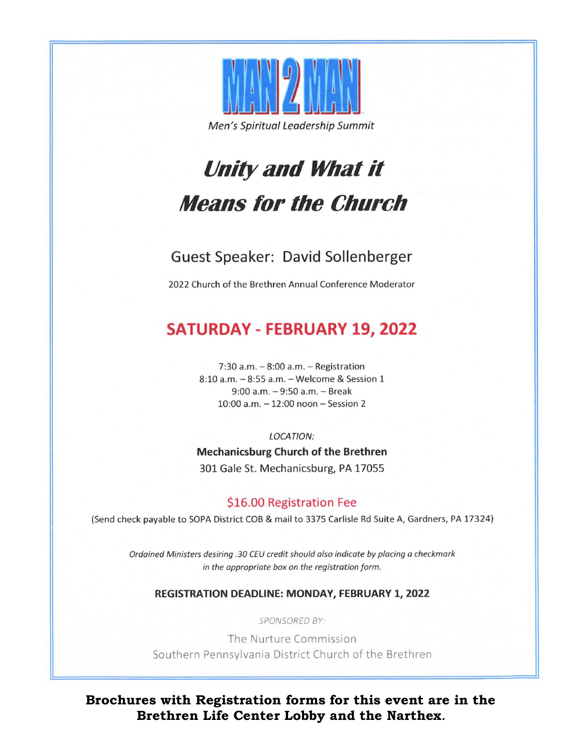# MAN 2 MAN

*Men's Spiritual Leadership Summit*

## *Unity and What it Means for the Church*

### Guest Speaker: David Sollenberger

2022 Church of the Brethren Annual Conference Moderator

## SATURDAY - FEBRUARY 19, 2022

7:30 a.m. – 8:00 a.m. – Registration
8:10 a.m. – 8:55 a.m. – Welcome & Session 1
9:00 a.m. – 9:50 a.m. – Break
10:00 a.m. – 12:00 noon – Session 2

*LOCATION:*

**Mechanicsburg Church of the Brethren**
301 Gale St. Mechanicsburg, PA 17055

$16.00 Registration Fee

(Send check payable to SOPA District COB & mail to 3375 Carlisle Rd Suite A, Gardners, PA 17324)

*Ordained Ministers desiring .30 CEU credit should also indicate by placing a checkmark in the appropriate box on the registration form.*

**REGISTRATION DEADLINE: MONDAY, FEBRUARY 1, 2022**

*SPONSORED BY:*

The Nurture Commission
Southern Pennsylvania District Church of the Brethren

**Brochures with Registration forms for this event are in the Brethren Life Center Lobby and the Narthex.**